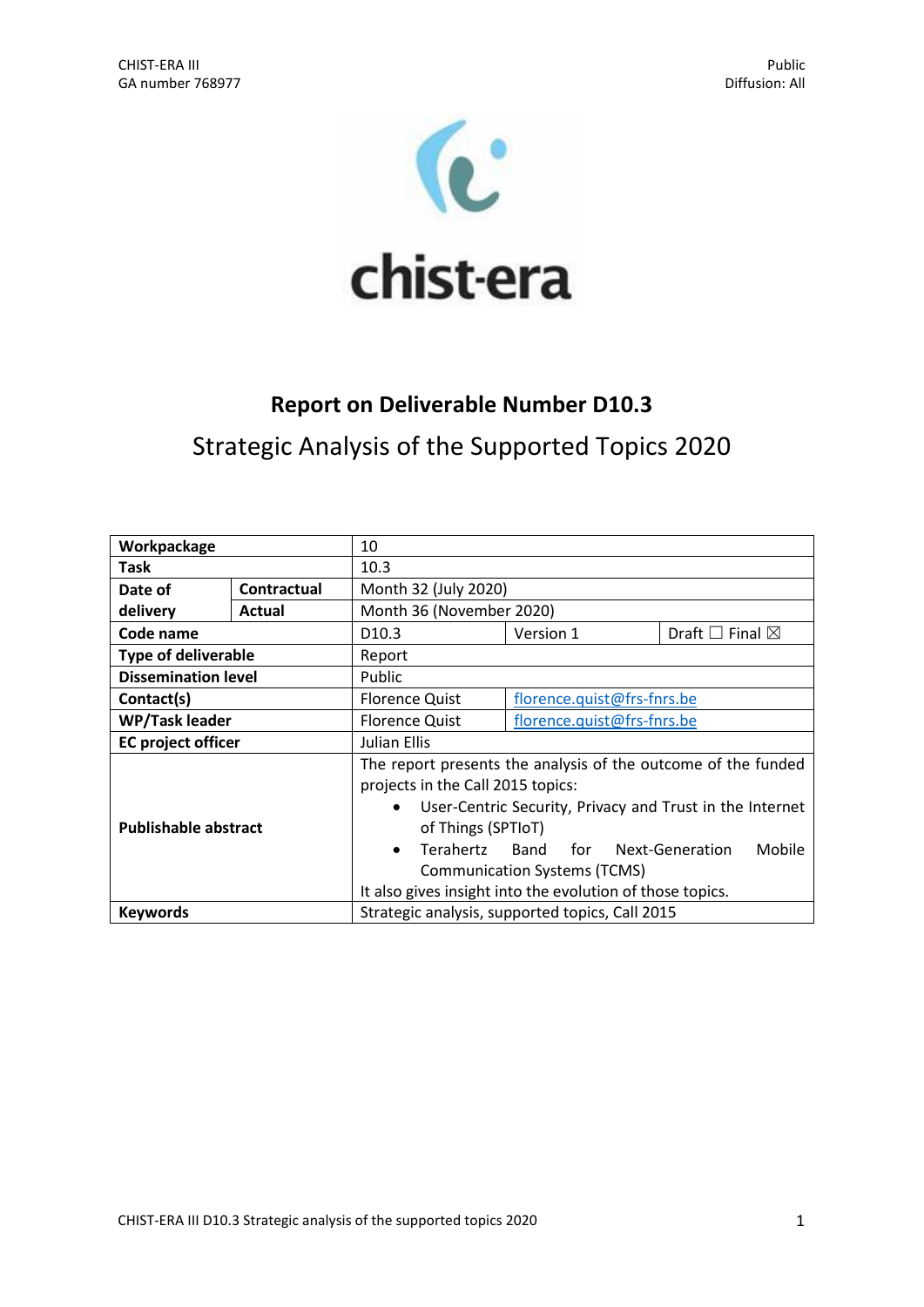CHIST-ERA III
GA number 768977

Public
Diffusion: All

chist-era

# Report on Deliverable Number D10.3

## Strategic Analysis of the Supported Topics 2020

| Workpackage | | 10 | | |
|---|---|---|---|---|
| Task | | 10.3 | | |
| Date of delivery | Contractual | Month 32 (July 2020) | | |
| | Actual | Month 36 (November 2020) | | |
| Code name | | D10.3 | Version 1 | Draft ☐ Final ☒ |
| Type of deliverable | | Report | | |
| Dissemination level | | Public | | |
| Contact(s) | | Florence Quist | florence.quist@frs-fnrs.be | |
| WP/Task leader | | Florence Quist | florence.quist@frs-fnrs.be | |
| EC project officer | | Julian Ellis | | |
| Publishable abstract | | The report presents the analysis of the outcome of the funded projects in the Call 2015 topics:<br>• User-Centric Security, Privacy and Trust in the Internet of Things (SPTIoT)<br>• Terahertz Band for Next-Generation Mobile Communication Systems (TCMS)<br>It also gives insight into the evolution of those topics. | | |
| Keywords | | Strategic analysis, supported topics, Call 2015 | | |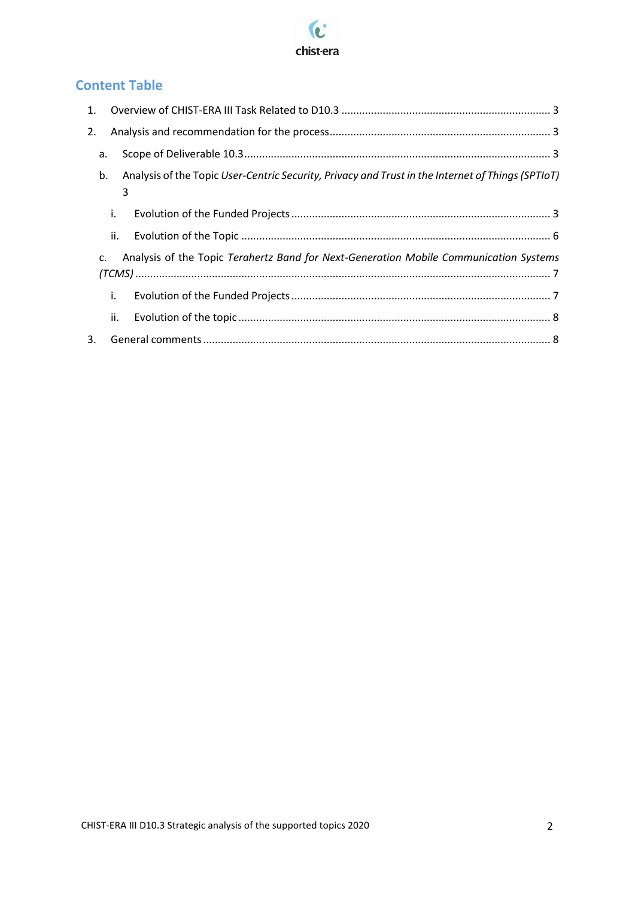## Content Table

1. Overview of CHIST-ERA III Task Related to D10.3 ........ 3
2. Analysis and recommendation for the process ........ 3
   a. Scope of Deliverable 10.3 ........ 3
   b. Analysis of the Topic *User-Centric Security, Privacy and Trust in the Internet of Things (SPTIoT)* 3
      i. Evolution of the Funded Projects ........ 3
      ii. Evolution of the Topic ........ 6
   c. Analysis of the Topic *Terahertz Band for Next-Generation Mobile Communication Systems (TCMS)* ........ 7
      i. Evolution of the Funded Projects ........ 7
      ii. Evolution of the topic ........ 8
3. General comments ........ 8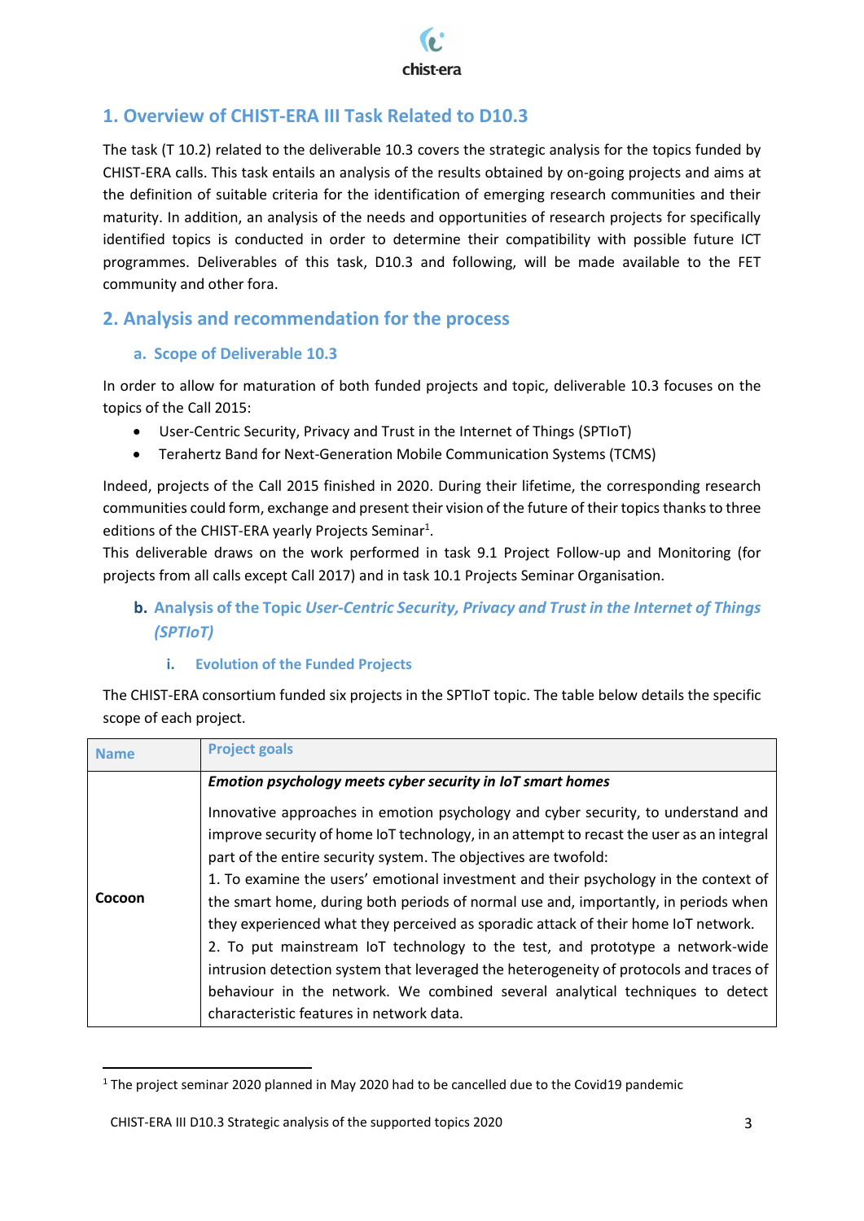## 1. Overview of CHIST-ERA III Task Related to D10.3

The task (T 10.2) related to the deliverable 10.3 covers the strategic analysis for the topics funded by CHIST-ERA calls. This task entails an analysis of the results obtained by on-going projects and aims at the definition of suitable criteria for the identification of emerging research communities and their maturity. In addition, an analysis of the needs and opportunities of research projects for specifically identified topics is conducted in order to determine their compatibility with possible future ICT programmes. Deliverables of this task, D10.3 and following, will be made available to the FET community and other fora.

## 2. Analysis and recommendation for the process

### a. Scope of Deliverable 10.3

In order to allow for maturation of both funded projects and topic, deliverable 10.3 focuses on the topics of the Call 2015:

- User-Centric Security, Privacy and Trust in the Internet of Things (SPTIoT)
- Terahertz Band for Next-Generation Mobile Communication Systems (TCMS)

Indeed, projects of the Call 2015 finished in 2020. During their lifetime, the corresponding research communities could form, exchange and present their vision of the future of their topics thanks to three editions of the CHIST-ERA yearly Projects Seminar[1].

This deliverable draws on the work performed in task 9.1 Project Follow-up and Monitoring (for projects from all calls except Call 2017) and in task 10.1 Projects Seminar Organisation.

### b. Analysis of the Topic *User-Centric Security, Privacy and Trust in the Internet of Things (SPTIoT)*

#### i. Evolution of the Funded Projects

The CHIST-ERA consortium funded six projects in the SPTIoT topic. The table below details the specific scope of each project.

| Name | Project goals |
|---|---|
| **Cocoon** | ***Emotion psychology meets cyber security in IoT smart homes***<br><br>Innovative approaches in emotion psychology and cyber security, to understand and improve security of home IoT technology, in an attempt to recast the user as an integral part of the entire security system. The objectives are twofold:<br>1. To examine the users' emotional investment and their psychology in the context of the smart home, during both periods of normal use and, importantly, in periods when they experienced what they perceived as sporadic attack of their home IoT network.<br>2. To put mainstream IoT technology to the test, and prototype a network-wide intrusion detection system that leveraged the heterogeneity of protocols and traces of behaviour in the network. We combined several analytical techniques to detect characteristic features in network data. |

[1] The project seminar 2020 planned in May 2020 had to be cancelled due to the Covid19 pandemic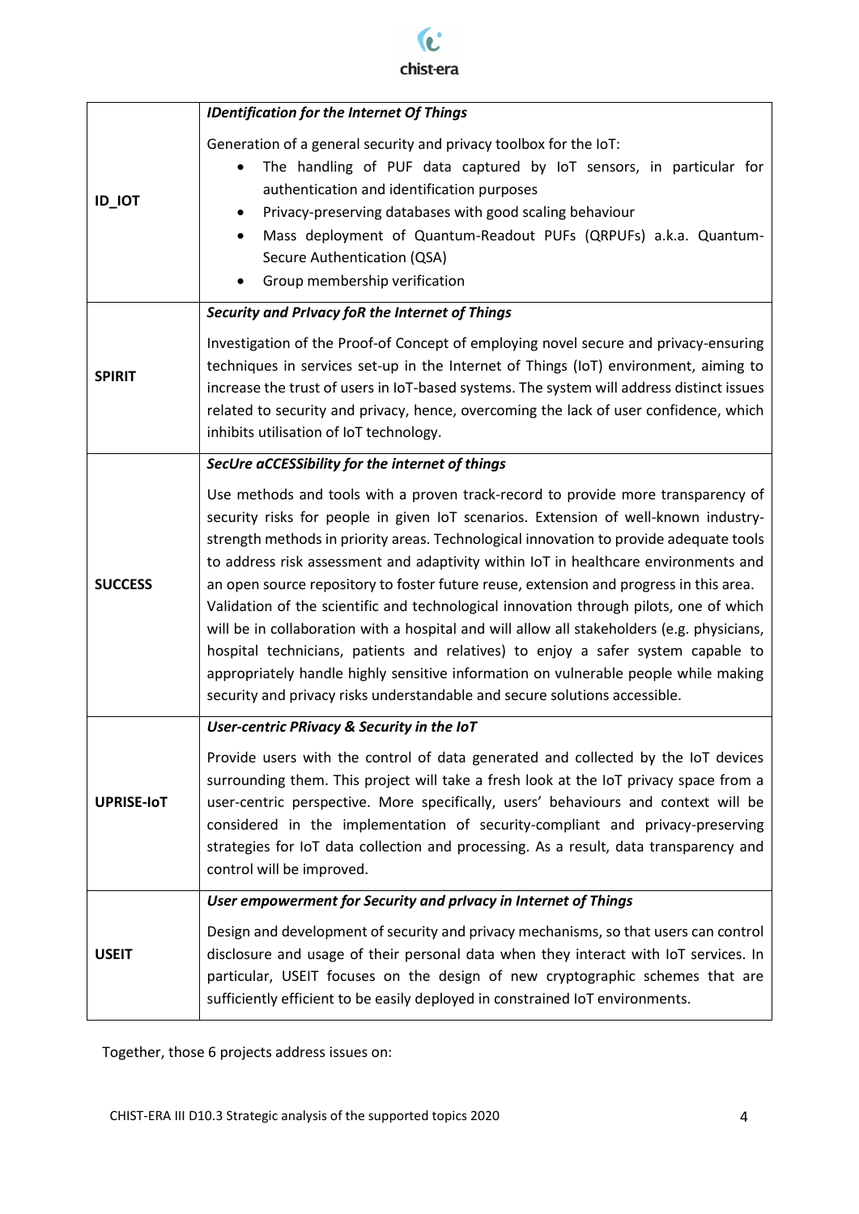| | |
|---|---|
| **ID_IOT** | ***IDentification for the Internet Of Things***<br><br>Generation of a general security and privacy toolbox for the IoT:<br>• The handling of PUF data captured by IoT sensors, in particular for authentication and identification purposes<br>• Privacy-preserving databases with good scaling behaviour<br>• Mass deployment of Quantum-Readout PUFs (QRPUFs) a.k.a. Quantum-Secure Authentication (QSA)<br>• Group membership verification |
| **SPIRIT** | ***Security and PrIvacy foR the Internet of Things***<br><br>Investigation of the Proof-of Concept of employing novel secure and privacy-ensuring techniques in services set-up in the Internet of Things (IoT) environment, aiming to increase the trust of users in IoT-based systems. The system will address distinct issues related to security and privacy, hence, overcoming the lack of user confidence, which inhibits utilisation of IoT technology. |
| **SUCCESS** | ***SecUre aCCESSibility for the internet of things***<br><br>Use methods and tools with a proven track-record to provide more transparency of security risks for people in given IoT scenarios. Extension of well-known industry-strength methods in priority areas. Technological innovation to provide adequate tools to address risk assessment and adaptivity within IoT in healthcare environments and an open source repository to foster future reuse, extension and progress in this area. Validation of the scientific and technological innovation through pilots, one of which will be in collaboration with a hospital and will allow all stakeholders (e.g. physicians, hospital technicians, patients and relatives) to enjoy a safer system capable to appropriately handle highly sensitive information on vulnerable people while making security and privacy risks understandable and secure solutions accessible. |
| **UPRISE-IoT** | ***User-centric PRivacy & Security in the IoT***<br><br>Provide users with the control of data generated and collected by the IoT devices surrounding them. This project will take a fresh look at the IoT privacy space from a user-centric perspective. More specifically, users' behaviours and context will be considered in the implementation of security-compliant and privacy-preserving strategies for IoT data collection and processing. As a result, data transparency and control will be improved. |
| **USEIT** | ***User empowerment for Security and prIvacy in Internet of Things***<br><br>Design and development of security and privacy mechanisms, so that users can control disclosure and usage of their personal data when they interact with IoT services. In particular, USEIT focuses on the design of new cryptographic schemes that are sufficiently efficient to be easily deployed in constrained IoT environments. |

Together, those 6 projects address issues on: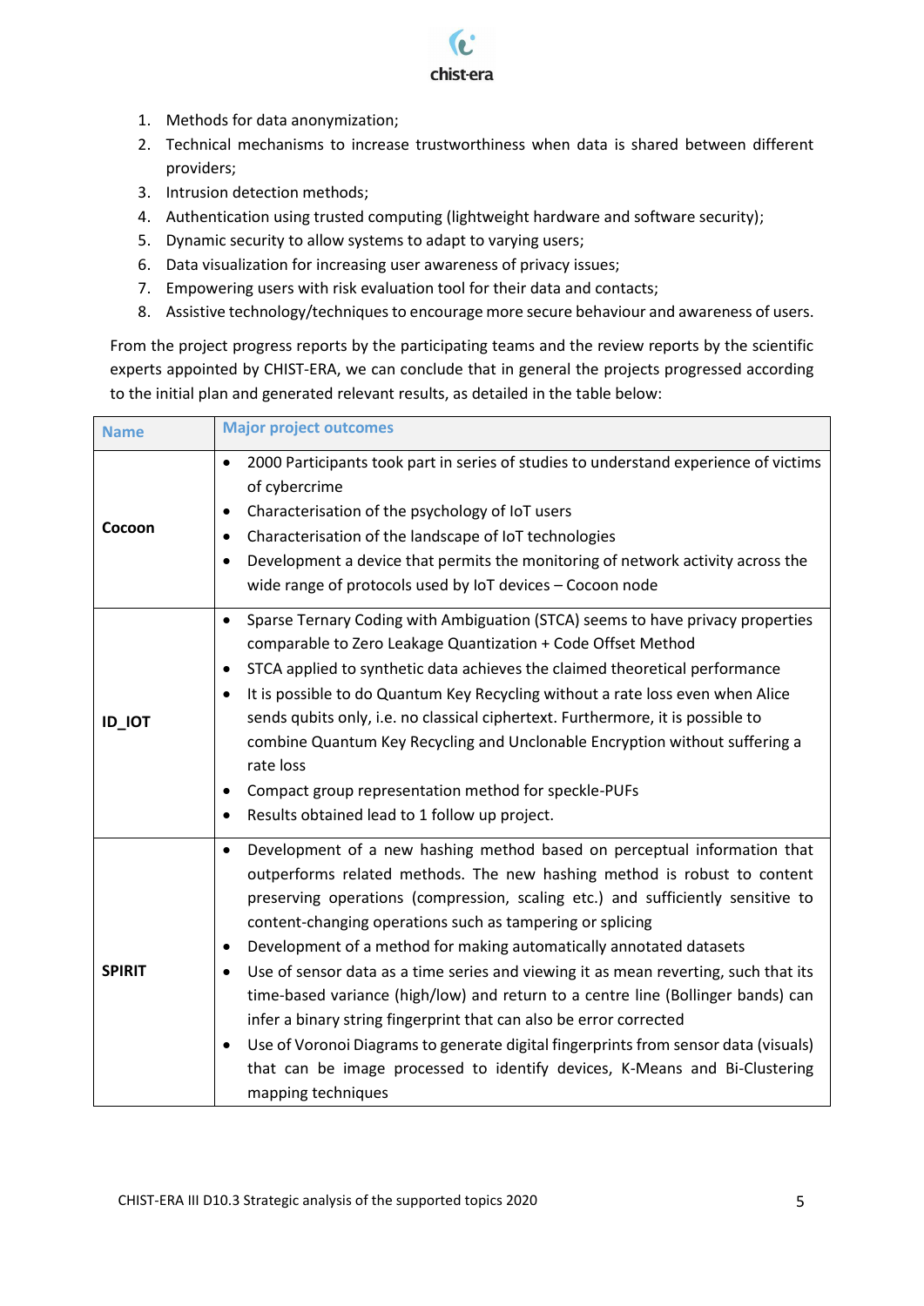1. Methods for data anonymization;
2. Technical mechanisms to increase trustworthiness when data is shared between different providers;
3. Intrusion detection methods;
4. Authentication using trusted computing (lightweight hardware and software security);
5. Dynamic security to allow systems to adapt to varying users;
6. Data visualization for increasing user awareness of privacy issues;
7. Empowering users with risk evaluation tool for their data and contacts;
8. Assistive technology/techniques to encourage more secure behaviour and awareness of users.

From the project progress reports by the participating teams and the review reports by the scientific experts appointed by CHIST-ERA, we can conclude that in general the projects progressed according to the initial plan and generated relevant results, as detailed in the table below:

| Name | Major project outcomes |
|---|---|
| **Cocoon** | • 2000 Participants took part in series of studies to understand experience of victims of cybercrime<br>• Characterisation of the psychology of IoT users<br>• Characterisation of the landscape of IoT technologies<br>• Development a device that permits the monitoring of network activity across the wide range of protocols used by IoT devices – Cocoon node |
| **ID_IOT** | • Sparse Ternary Coding with Ambiguation (STCA) seems to have privacy properties comparable to Zero Leakage Quantization + Code Offset Method<br>• STCA applied to synthetic data achieves the claimed theoretical performance<br>• It is possible to do Quantum Key Recycling without a rate loss even when Alice sends qubits only, i.e. no classical ciphertext. Furthermore, it is possible to combine Quantum Key Recycling and Unclonable Encryption without suffering a rate loss<br>• Compact group representation method for speckle-PUFs<br>• Results obtained lead to 1 follow up project. |
| **SPIRIT** | • Development of a new hashing method based on perceptual information that outperforms related methods. The new hashing method is robust to content preserving operations (compression, scaling etc.) and sufficiently sensitive to content-changing operations such as tampering or splicing<br>• Development of a method for making automatically annotated datasets<br>• Use of sensor data as a time series and viewing it as mean reverting, such that its time-based variance (high/low) and return to a centre line (Bollinger bands) can infer a binary string fingerprint that can also be error corrected<br>• Use of Voronoi Diagrams to generate digital fingerprints from sensor data (visuals) that can be image processed to identify devices, K-Means and Bi-Clustering mapping techniques |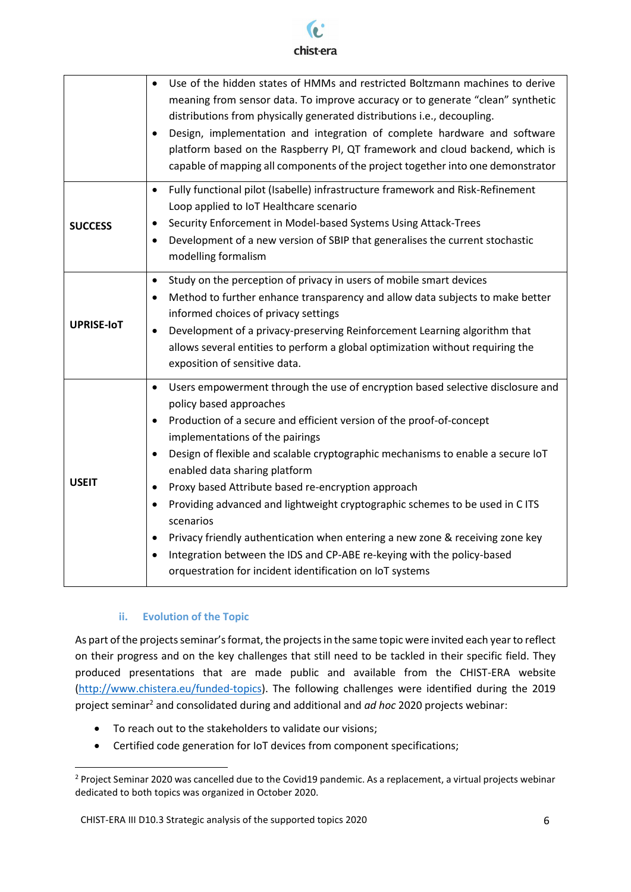| | |
|---|---|
| | • Use of the hidden states of HMMs and restricted Boltzmann machines to derive meaning from sensor data. To improve accuracy or to generate "clean" synthetic distributions from physically generated distributions i.e., decoupling.<br>• Design, implementation and integration of complete hardware and software platform based on the Raspberry PI, QT framework and cloud backend, which is capable of mapping all components of the project together into one demonstrator |
| **SUCCESS** | • Fully functional pilot (Isabelle) infrastructure framework and Risk-Refinement Loop applied to IoT Healthcare scenario<br>• Security Enforcement in Model-based Systems Using Attack-Trees<br>• Development of a new version of SBIP that generalises the current stochastic modelling formalism |
| **UPRISE-IoT** | • Study on the perception of privacy in users of mobile smart devices<br>• Method to further enhance transparency and allow data subjects to make better informed choices of privacy settings<br>• Development of a privacy-preserving Reinforcement Learning algorithm that allows several entities to perform a global optimization without requiring the exposition of sensitive data. |
| **USEIT** | • Users empowerment through the use of encryption based selective disclosure and policy based approaches<br>• Production of a secure and efficient version of the proof-of-concept implementations of the pairings<br>• Design of flexible and scalable cryptographic mechanisms to enable a secure IoT enabled data sharing platform<br>• Proxy based Attribute based re-encryption approach<br>• Providing advanced and lightweight cryptographic schemes to be used in C ITS scenarios<br>• Privacy friendly authentication when entering a new zone & receiving zone key<br>• Integration between the IDS and CP-ABE re-keying with the policy-based orquestration for incident identification on IoT systems |

### ii. Evolution of the Topic

As part of the projects seminar's format, the projects in the same topic were invited each year to reflect on their progress and on the key challenges that still need to be tackled in their specific field. They produced presentations that are made public and available from the CHIST-ERA website (http://www.chistera.eu/funded-topics). The following challenges were identified during the 2019 project seminar[2] and consolidated during and additional and *ad hoc* 2020 projects webinar:

- To reach out to the stakeholders to validate our visions;
- Certified code generation for IoT devices from component specifications;

[2] Project Seminar 2020 was cancelled due to the Covid19 pandemic. As a replacement, a virtual projects webinar dedicated to both topics was organized in October 2020.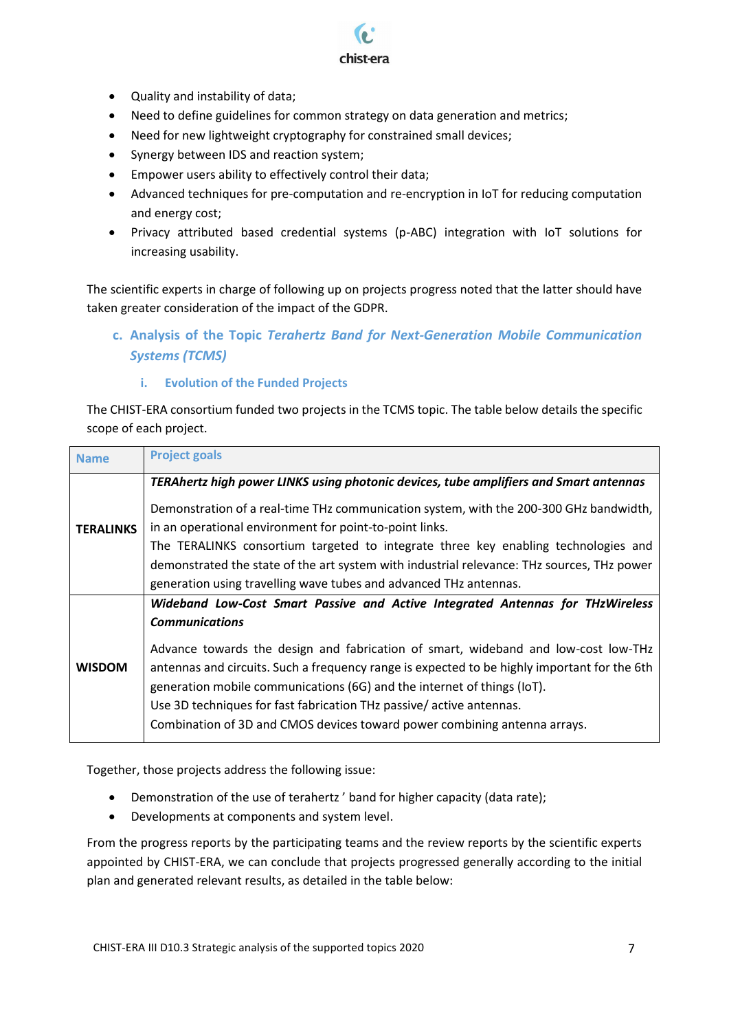- Quality and instability of data;
- Need to define guidelines for common strategy on data generation and metrics;
- Need for new lightweight cryptography for constrained small devices;
- Synergy between IDS and reaction system;
- Empower users ability to effectively control their data;
- Advanced techniques for pre-computation and re-encryption in IoT for reducing computation and energy cost;
- Privacy attributed based credential systems (p-ABC) integration with IoT solutions for increasing usability.

The scientific experts in charge of following up on projects progress noted that the latter should have taken greater consideration of the impact of the GDPR.

## c. Analysis of the Topic *Terahertz Band for Next-Generation Mobile Communication Systems (TCMS)*

### i. Evolution of the Funded Projects

The CHIST-ERA consortium funded two projects in the TCMS topic. The table below details the specific scope of each project.

| Name | Project goals |
|---|---|
| **TERALINKS** | ***TERAhertz high power LINKS using photonic devices, tube amplifiers and Smart antennas*** <br><br> Demonstration of a real-time THz communication system, with the 200-300 GHz bandwidth, in an operational environment for point-to-point links. <br> The TERALINKS consortium targeted to integrate three key enabling technologies and demonstrated the state of the art system with industrial relevance: THz sources, THz power generation using travelling wave tubes and advanced THz antennas. |
| **WISDOM** | ***Wideband Low-Cost Smart Passive and Active Integrated Antennas for THzWireless Communications*** <br><br> Advance towards the design and fabrication of smart, wideband and low-cost low-THz antennas and circuits. Such a frequency range is expected to be highly important for the 6th generation mobile communications (6G) and the internet of things (IoT). <br> Use 3D techniques for fast fabrication THz passive/ active antennas. <br> Combination of 3D and CMOS devices toward power combining antenna arrays. |

Together, those projects address the following issue:

- Demonstration of the use of terahertz ' band for higher capacity (data rate);
- Developments at components and system level.

From the progress reports by the participating teams and the review reports by the scientific experts appointed by CHIST-ERA, we can conclude that projects progressed generally according to the initial plan and generated relevant results, as detailed in the table below: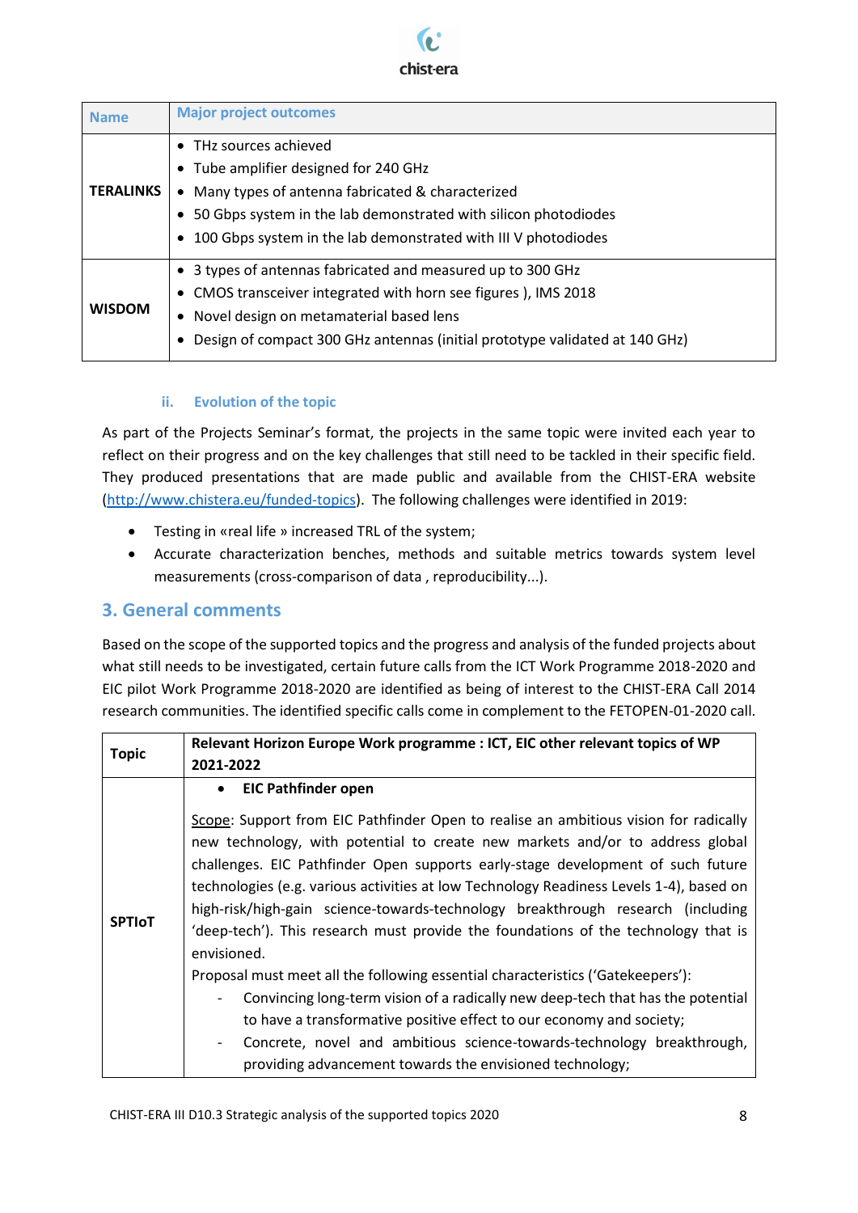| Name | Major project outcomes |
| --- | --- |
| **TERALINKS** | • THz sources achieved<br>• Tube amplifier designed for 240 GHz<br>• Many types of antenna fabricated & characterized<br>• 50 Gbps system in the lab demonstrated with silicon photodiodes<br>• 100 Gbps system in the lab demonstrated with III V photodiodes |
| **WISDOM** | • 3 types of antennas fabricated and measured up to 300 GHz<br>• CMOS transceiver integrated with horn see figures ), IMS 2018<br>• Novel design on metamaterial based lens<br>• Design of compact 300 GHz antennas (initial prototype validated at 140 GHz) |

### ii. Evolution of the topic

As part of the Projects Seminar's format, the projects in the same topic were invited each year to reflect on their progress and on the key challenges that still need to be tackled in their specific field. They produced presentations that are made public and available from the CHIST-ERA website (http://www.chistera.eu/funded-topics). The following challenges were identified in 2019:

- Testing in «real life » increased TRL of the system;
- Accurate characterization benches, methods and suitable metrics towards system level measurements (cross-comparison of data , reproducibility...).

## 3. General comments

Based on the scope of the supported topics and the progress and analysis of the funded projects about what still needs to be investigated, certain future calls from the ICT Work Programme 2018-2020 and EIC pilot Work Programme 2018-2020 are identified as being of interest to the CHIST-ERA Call 2014 research communities. The identified specific calls come in complement to the FETOPEN-01-2020 call.

| Topic | Relevant Horizon Europe Work programme : ICT, EIC other relevant topics of WP 2021-2022 |
| --- | --- |
| **SPTIoT** | • **EIC Pathfinder open**<br><br>Scope: Support from EIC Pathfinder Open to realise an ambitious vision for radically new technology, with potential to create new markets and/or to address global challenges. EIC Pathfinder Open supports early-stage development of such future technologies (e.g. various activities at low Technology Readiness Levels 1-4), based on high-risk/high-gain science-towards-technology breakthrough research (including 'deep-tech'). This research must provide the foundations of the technology that is envisioned.<br>Proposal must meet all the following essential characteristics ('Gatekeepers'):<br>- Convincing long-term vision of a radically new deep-tech that has the potential to have a transformative positive effect to our economy and society;<br>- Concrete, novel and ambitious science-towards-technology breakthrough, providing advancement towards the envisioned technology; |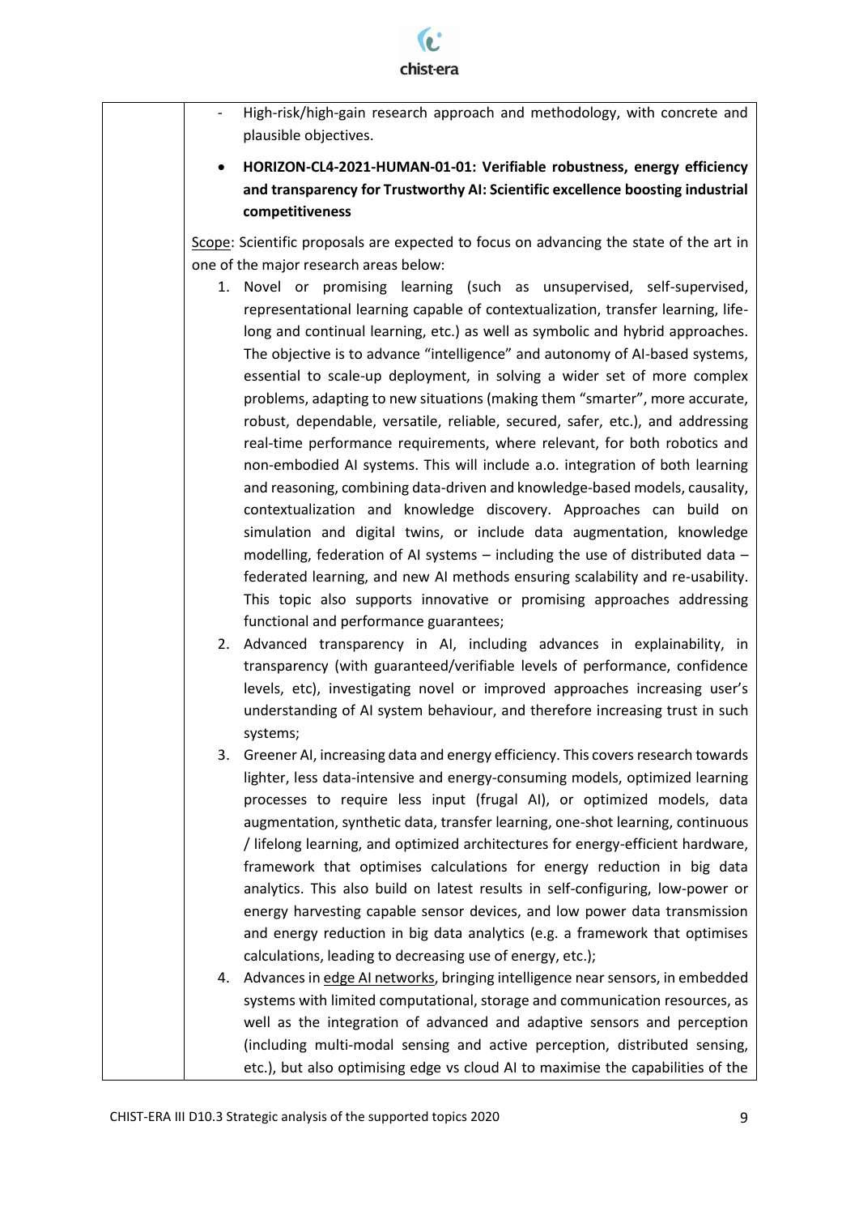- High-risk/high-gain research approach and methodology, with concrete and plausible objectives.

- **HORIZON-CL4-2021-HUMAN-01-01: Verifiable robustness, energy efficiency and transparency for Trustworthy AI: Scientific excellence boosting industrial competitiveness**

Scope: Scientific proposals are expected to focus on advancing the state of the art in one of the major research areas below:

1. Novel or promising learning (such as unsupervised, self-supervised, representational learning capable of contextualization, transfer learning, life-long and continual learning, etc.) as well as symbolic and hybrid approaches. The objective is to advance "intelligence" and autonomy of AI-based systems, essential to scale-up deployment, in solving a wider set of more complex problems, adapting to new situations (making them "smarter", more accurate, robust, dependable, versatile, reliable, secured, safer, etc.), and addressing real-time performance requirements, where relevant, for both robotics and non-embodied AI systems. This will include a.o. integration of both learning and reasoning, combining data-driven and knowledge-based models, causality, contextualization and knowledge discovery. Approaches can build on simulation and digital twins, or include data augmentation, knowledge modelling, federation of AI systems – including the use of distributed data – federated learning, and new AI methods ensuring scalability and re-usability. This topic also supports innovative or promising approaches addressing functional and performance guarantees;
2. Advanced transparency in AI, including advances in explainability, in transparency (with guaranteed/verifiable levels of performance, confidence levels, etc), investigating novel or improved approaches increasing user's understanding of AI system behaviour, and therefore increasing trust in such systems;
3. Greener AI, increasing data and energy efficiency. This covers research towards lighter, less data-intensive and energy-consuming models, optimized learning processes to require less input (frugal AI), or optimized models, data augmentation, synthetic data, transfer learning, one-shot learning, continuous / lifelong learning, and optimized architectures for energy-efficient hardware, framework that optimises calculations for energy reduction in big data analytics. This also build on latest results in self-configuring, low-power or energy harvesting capable sensor devices, and low power data transmission and energy reduction in big data analytics (e.g. a framework that optimises calculations, leading to decreasing use of energy, etc.);
4. Advances in edge AI networks, bringing intelligence near sensors, in embedded systems with limited computational, storage and communication resources, as well as the integration of advanced and adaptive sensors and perception (including multi-modal sensing and active perception, distributed sensing, etc.), but also optimising edge vs cloud AI to maximise the capabilities of the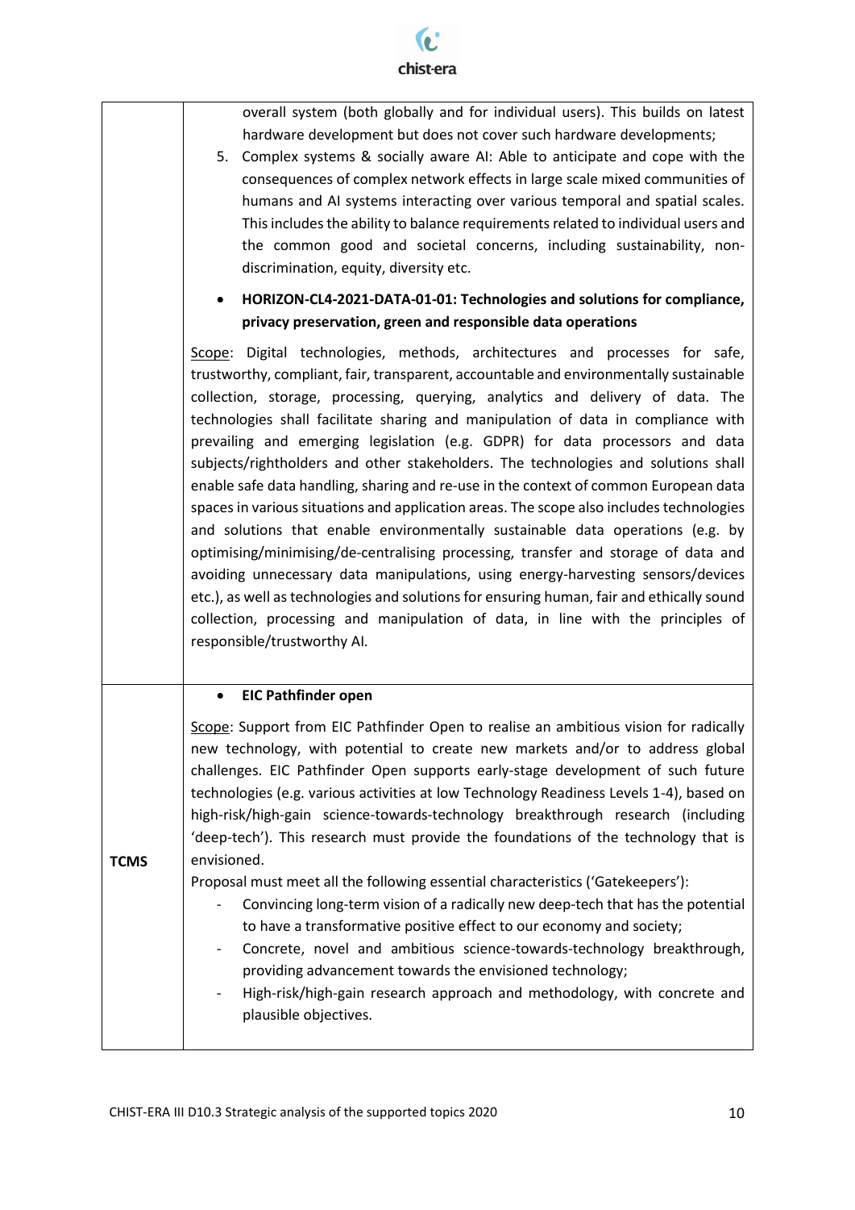| | |
|---|---|
| | overall system (both globally and for individual users). This builds on latest hardware development but does not cover such hardware developments;<br>5. Complex systems & socially aware AI: Able to anticipate and cope with the consequences of complex network effects in large scale mixed communities of humans and AI systems interacting over various temporal and spatial scales. This includes the ability to balance requirements related to individual users and the common good and societal concerns, including sustainability, non-discrimination, equity, diversity etc.<br><br>• **HORIZON-CL4-2021-DATA-01-01: Technologies and solutions for compliance, privacy preservation, green and responsible data operations**<br><br><u>Scope</u>: Digital technologies, methods, architectures and processes for safe, trustworthy, compliant, fair, transparent, accountable and environmentally sustainable collection, storage, processing, querying, analytics and delivery of data. The technologies shall facilitate sharing and manipulation of data in compliance with prevailing and emerging legislation (e.g. GDPR) for data processors and data subjects/rightholders and other stakeholders. The technologies and solutions shall enable safe data handling, sharing and re-use in the context of common European data spaces in various situations and application areas. The scope also includes technologies and solutions that enable environmentally sustainable data operations (e.g. by optimising/minimising/de-centralising processing, transfer and storage of data and avoiding unnecessary data manipulations, using energy-harvesting sensors/devices etc.), as well as technologies and solutions for ensuring human, fair and ethically sound collection, processing and manipulation of data, in line with the principles of responsible/trustworthy AI. |
| **TCMS** | • **EIC Pathfinder open**<br><br><u>Scope</u>: Support from EIC Pathfinder Open to realise an ambitious vision for radically new technology, with potential to create new markets and/or to address global challenges. EIC Pathfinder Open supports early-stage development of such future technologies (e.g. various activities at low Technology Readiness Levels 1-4), based on high-risk/high-gain science-towards-technology breakthrough research (including 'deep-tech'). This research must provide the foundations of the technology that is envisioned.<br>Proposal must meet all the following essential characteristics ('Gatekeepers'):<br>- Convincing long-term vision of a radically new deep-tech that has the potential to have a transformative positive effect to our economy and society;<br>- Concrete, novel and ambitious science-towards-technology breakthrough, providing advancement towards the envisioned technology;<br>- High-risk/high-gain research approach and methodology, with concrete and plausible objectives. |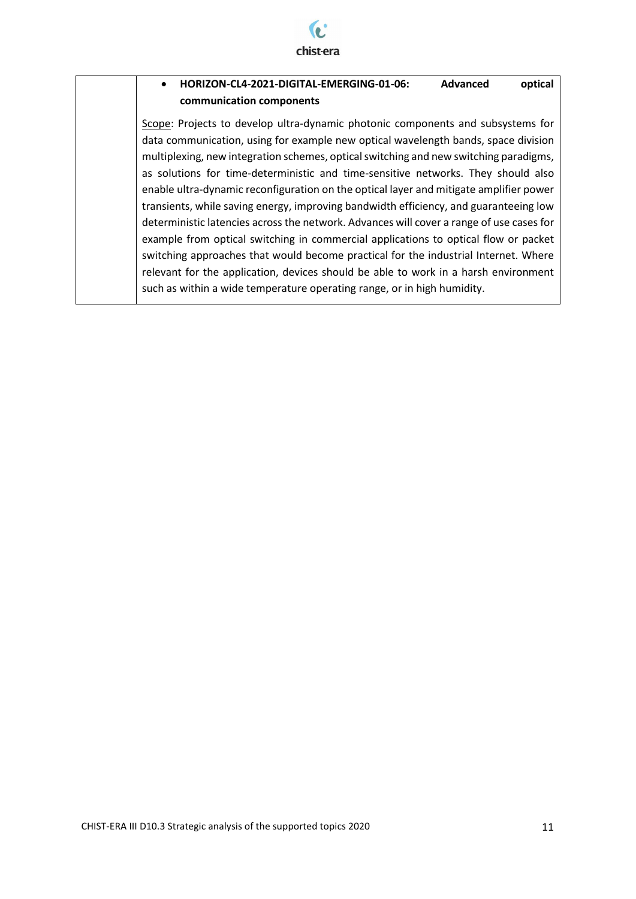| | |
|---|---|
| | • **HORIZON-CL4-2021-DIGITAL-EMERGING-01-06: Advanced optical communication components**<br><br>Scope: Projects to develop ultra-dynamic photonic components and subsystems for data communication, using for example new optical wavelength bands, space division multiplexing, new integration schemes, optical switching and new switching paradigms, as solutions for time-deterministic and time-sensitive networks. They should also enable ultra-dynamic reconfiguration on the optical layer and mitigate amplifier power transients, while saving energy, improving bandwidth efficiency, and guaranteeing low deterministic latencies across the network. Advances will cover a range of use cases for example from optical switching in commercial applications to optical flow or packet switching approaches that would become practical for the industrial Internet. Where relevant for the application, devices should be able to work in a harsh environment such as within a wide temperature operating range, or in high humidity. |